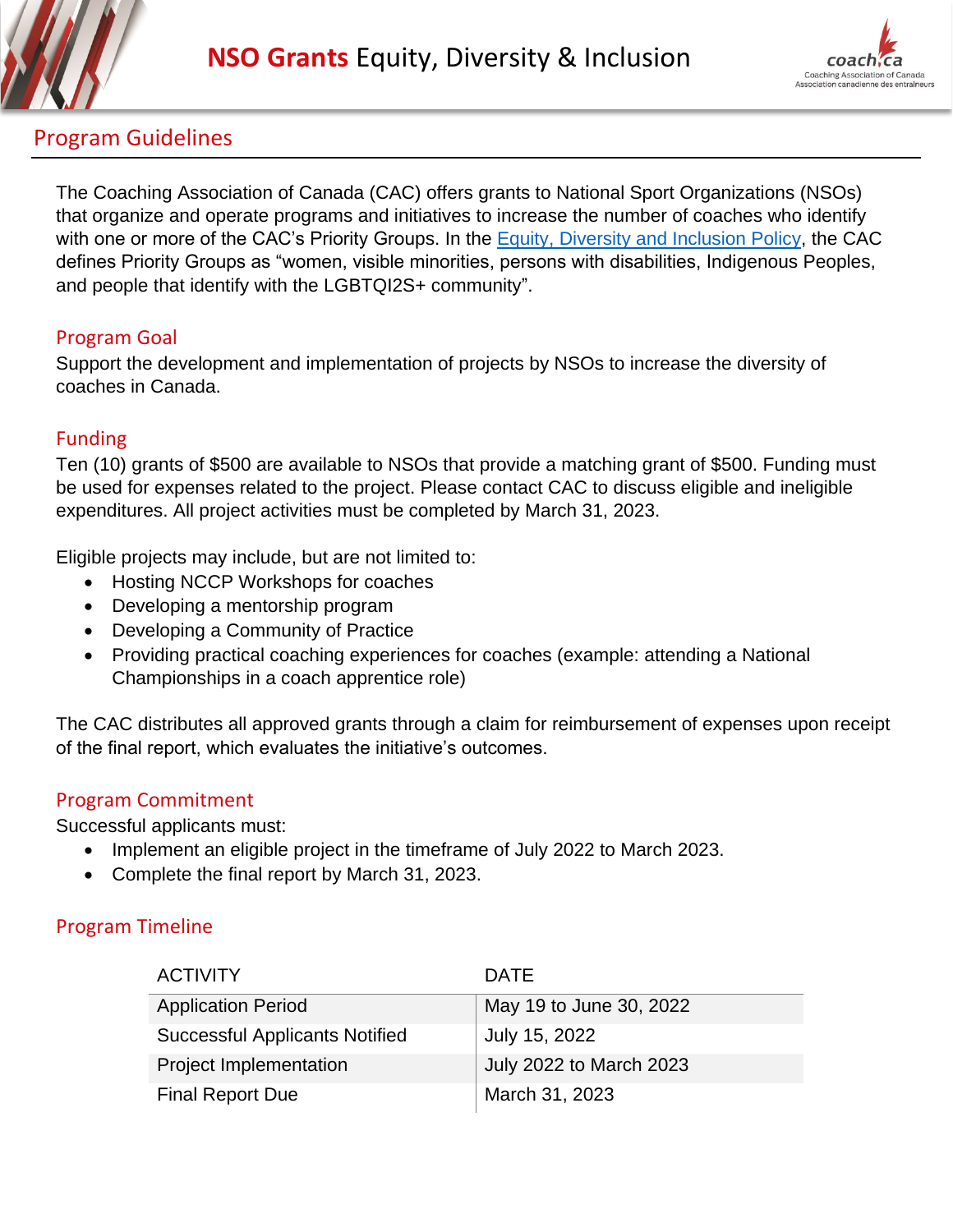# NSO Grants Equity, Diversity & Inclusion

## Program Guidelines

The Coaching Association of Canada (CAC) offers grants to National Sport Organizations (NSOs) that organize and operate programs and initiatives to increase the number of coaches who identify with one or more of the CAC's Priority Groups. In the Equity, Diversity and Inclusion Policy, the CAC defines Priority Groups as "women, visible minorities, persons with disabilities, Indigenous Peoples, and people that identify with the LGBTQI2S+ community".

### Program Goal

Support the development and implementation of projects by NSOs to increase the diversity of coaches in Canada.

### Funding

Ten (10) grants of $500 are available to NSOs that provide a matching grant of $500. Funding must be used for expenses related to the project. Please contact CAC to discuss eligible and ineligible expenditures. All project activities must be completed by March 31, 2023.

Eligible projects may include, but are not limited to:

- Hosting NCCP Workshops for coaches
- Developing a mentorship program
- Developing a Community of Practice
- Providing practical coaching experiences for coaches (example: attending a National Championships in a coach apprentice role)

The CAC distributes all approved grants through a claim for reimbursement of expenses upon receipt of the final report, which evaluates the initiative's outcomes.

### Program Commitment

Successful applicants must:

- Implement an eligible project in the timeframe of July 2022 to March 2023.
- Complete the final report by March 31, 2023.

### Program Timeline

| ACTIVITY | DATE |
|---|---|
| Application Period | May 19 to June 30, 2022 |
| Successful Applicants Notified | July 15, 2022 |
| Project Implementation | July 2022 to March 2023 |
| Final Report Due | March 31, 2023 |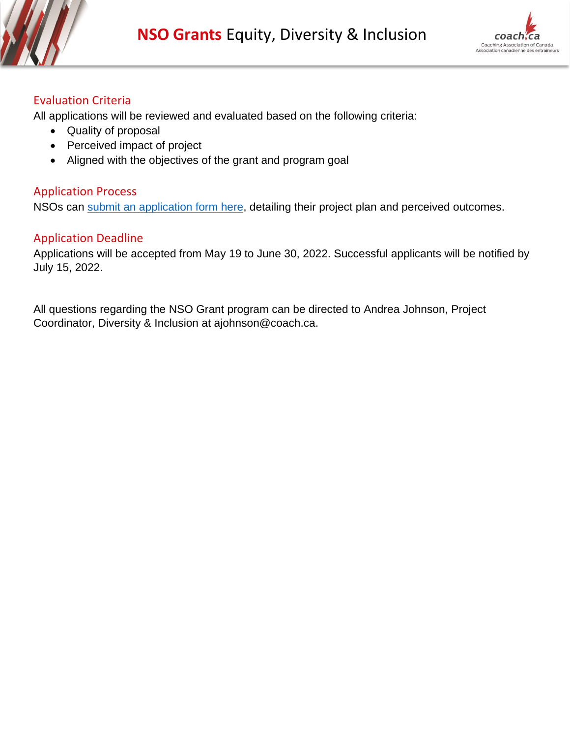## Evaluation Criteria

All applications will be reviewed and evaluated based on the following criteria:

- Quality of proposal
- Perceived impact of project
- Aligned with the objectives of the grant and program goal

## Application Process

NSOs can submit an application form here, detailing their project plan and perceived outcomes.

## Application Deadline

Applications will be accepted from May 19 to June 30, 2022. Successful applicants will be notified by July 15, 2022.

All questions regarding the NSO Grant program can be directed to Andrea Johnson, Project Coordinator, Diversity & Inclusion at ajohnson@coach.ca.